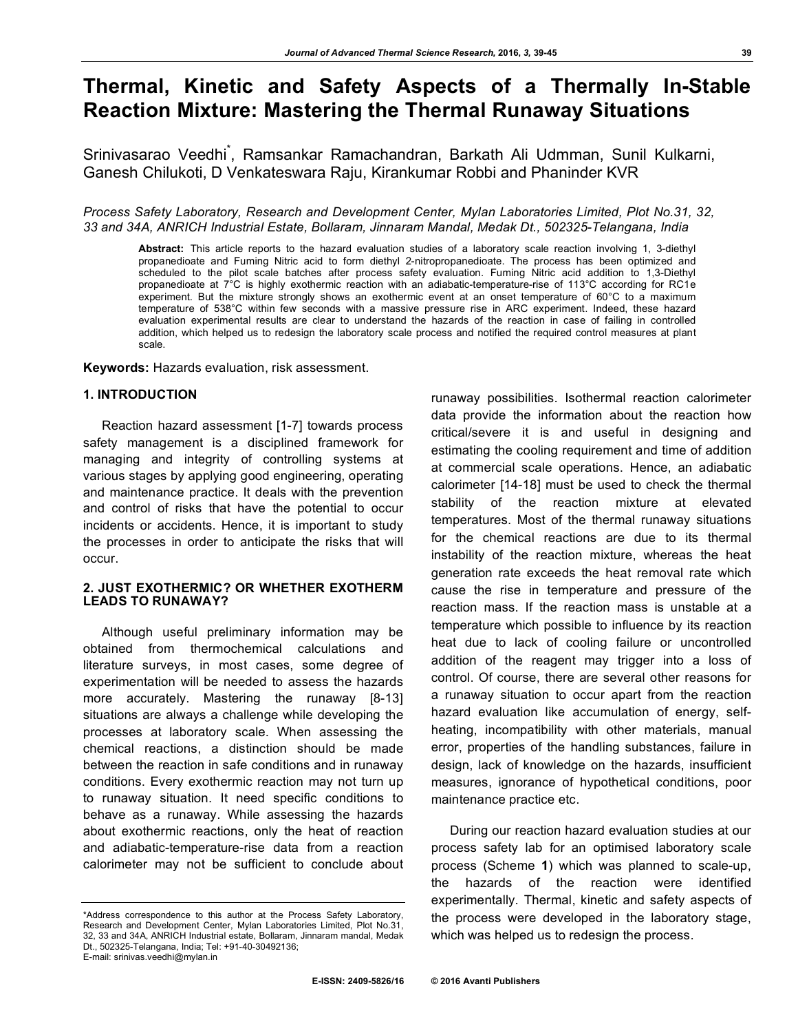# Thermal, Kinetic and Safety Aspects of a Thermally In-Stable Reaction Mixture: Mastering the Thermal Runaway Situations

Srinivasarao Veedhi*, Ramsankar Ramachandran, Barkath Ali Udmman, Sunil Kulkarni, Ganesh Chilukoti, D Venkateswara Raju, Kirankumar Robbi and Phaninder KVR

*Process Safety Laboratory, Research and Development Center, Mylan Laboratories Limited, Plot No.31, 32, 33 and 34A, ANRICH Industrial Estate, Bollaram, Jinnaram Mandal, Medak Dt., 502325-Telangana, India*

**Abstract:** This article reports to the hazard evaluation studies of a laboratory scale reaction involving 1, 3-diethyl propanedioate and Fuming Nitric acid to form diethyl 2-nitropropanedioate. The process has been optimized and scheduled to the pilot scale batches after process safety evaluation. Fuming Nitric acid addition to 1,3-Diethyl propanedioate at 7°C is highly exothermic reaction with an adiabatic-temperature-rise of 113°C according for RC1e experiment. But the mixture strongly shows an exothermic event at an onset temperature of 60°C to a maximum temperature of 538°C within few seconds with a massive pressure rise in ARC experiment. Indeed, these hazard evaluation experimental results are clear to understand the hazards of the reaction in case of failing in controlled addition, which helped us to redesign the laboratory scale process and notified the required control measures at plant scale.

**Keywords:** Hazards evaluation, risk assessment.

## 1. INTRODUCTION

Reaction hazard assessment [1-7] towards process safety management is a disciplined framework for managing and integrity of controlling systems at various stages by applying good engineering, operating and maintenance practice. It deals with the prevention and control of risks that have the potential to occur incidents or accidents. Hence, it is important to study the processes in order to anticipate the risks that will occur.

## 2. JUST EXOTHERMIC? OR WHETHER EXOTHERM LEADS TO RUNAWAY?

Although useful preliminary information may be obtained from thermochemical calculations and literature surveys, in most cases, some degree of experimentation will be needed to assess the hazards more accurately. Mastering the runaway [8-13] situations are always a challenge while developing the processes at laboratory scale. When assessing the chemical reactions, a distinction should be made between the reaction in safe conditions and in runaway conditions. Every exothermic reaction may not turn up to runaway situation. It need specific conditions to behave as a runaway. While assessing the hazards about exothermic reactions, only the heat of reaction and adiabatic-temperature-rise data from a reaction calorimeter may not be sufficient to conclude about runaway possibilities. Isothermal reaction calorimeter data provide the information about the reaction how critical/severe it is and useful in designing and estimating the cooling requirement and time of addition at commercial scale operations. Hence, an adiabatic calorimeter [14-18] must be used to check the thermal stability of the reaction mixture at elevated temperatures. Most of the thermal runaway situations for the chemical reactions are due to its thermal instability of the reaction mixture, whereas the heat generation rate exceeds the heat removal rate which cause the rise in temperature and pressure of the reaction mass. If the reaction mass is unstable at a temperature which possible to influence by its reaction heat due to lack of cooling failure or uncontrolled addition of the reagent may trigger into a loss of control. Of course, there are several other reasons for a runaway situation to occur apart from the reaction hazard evaluation like accumulation of energy, self-heating, incompatibility with other materials, manual error, properties of the handling substances, failure in design, lack of knowledge on the hazards, insufficient measures, ignorance of hypothetical conditions, poor maintenance practice etc.

During our reaction hazard evaluation studies at our process safety lab for an optimised laboratory scale process (Scheme **1**) which was planned to scale-up, the hazards of the reaction were identified experimentally. Thermal, kinetic and safety aspects of the process were developed in the laboratory stage, which was helped us to redesign the process.

*Address correspondence to this author at the Process Safety Laboratory, Research and Development Center, Mylan Laboratories Limited, Plot No.31, 32, 33 and 34A, ANRICH Industrial estate, Bollaram, Jinnaram mandal, Medak Dt., 502325-Telangana, India; Tel: +91-40-30492136; E-mail: srinivas.veedhi@mylan.in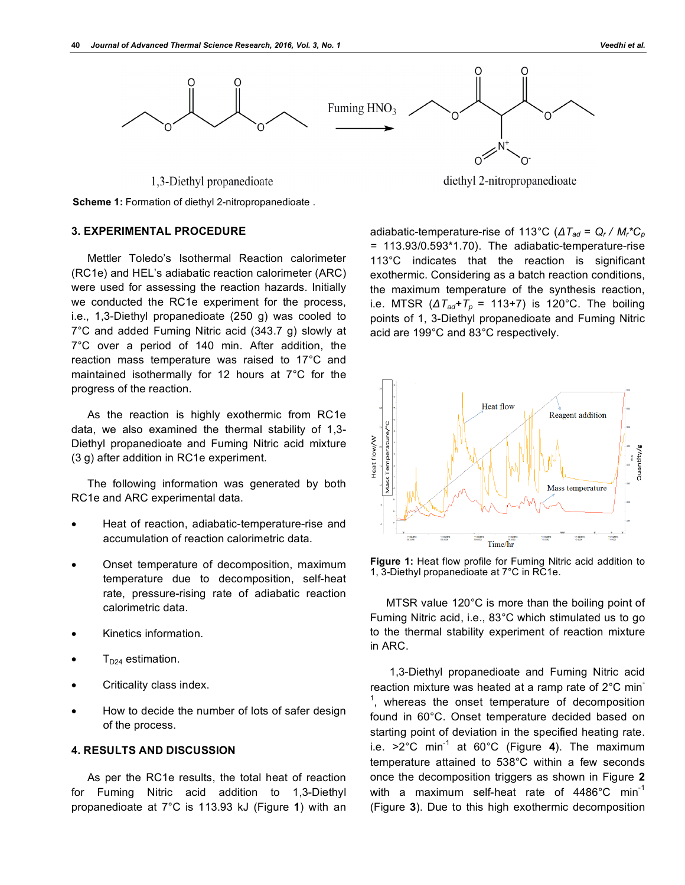Scheme 1: Formation of diethyl 2-nitropropanedioate .

## 3. EXPERIMENTAL PROCEDURE

Mettler Toledo's Isothermal Reaction calorimeter (RC1e) and HEL's adiabatic reaction calorimeter (ARC) were used for assessing the reaction hazards. Initially we conducted the RC1e experiment for the process, i.e., 1,3-Diethyl propanedioate (250 g) was cooled to 7°C and added Fuming Nitric acid (343.7 g) slowly at 7°C over a period of 140 min. After addition, the reaction mass temperature was raised to 17°C and maintained isothermally for 12 hours at 7°C for the progress of the reaction.

As the reaction is highly exothermic from RC1e data, we also examined the thermal stability of 1,3-Diethyl propanedioate and Fuming Nitric acid mixture (3 g) after addition in RC1e experiment.

The following information was generated by both RC1e and ARC experimental data.

- Heat of reaction, adiabatic-temperature-rise and accumulation of reaction calorimetric data.
- Onset temperature of decomposition, maximum temperature due to decomposition, self-heat rate, pressure-rising rate of adiabatic reaction calorimetric data.
- Kinetics information.
- $T_{D24}$ estimation.
- Criticality class index.
- How to decide the number of lots of safer design of the process.

## 4. RESULTS AND DISCUSSION

As per the RC1e results, the total heat of reaction for Fuming Nitric acid addition to 1,3-Diethyl propanedioate at 7°C is 113.93 kJ (Figure **1**) with an adiabatic-temperature-rise of 113°C ($\Delta T_{ad} = Q_r / M_r{*}C_p$ = 113.93/0.593*1.70). The adiabatic-temperature-rise 113°C indicates that the reaction is significant exothermic. Considering as a batch reaction conditions, the maximum temperature of the synthesis reaction, i.e. MTSR ($\Delta T_{ad}+T_p$ = 113+7) is 120°C. The boiling points of 1, 3-Diethyl propanedioate and Fuming Nitric acid are 199°C and 83°C respectively.

**Figure 1:** Heat flow profile for Fuming Nitric acid addition to 1, 3-Diethyl propanedioate at 7°C in RC1e.

MTSR value 120°C is more than the boiling point of Fuming Nitric acid, i.e., 83°C which stimulated us to go to the thermal stability experiment of reaction mixture in ARC.

1,3-Diethyl propanedioate and Fuming Nitric acid reaction mixture was heated at a ramp rate of 2°C $min^{-1}$, whereas the onset temperature of decomposition found in 60°C. Onset temperature decided based on starting point of deviation in the specified heating rate. i.e. >2°C $min^{-1}$ at 60°C (Figure **4**). The maximum temperature attained to 538°C within a few seconds once the decomposition triggers as shown in Figure **2** with a maximum self-heat rate of 4486°C $min^{-1}$ (Figure **3**). Due to this high exothermic decomposition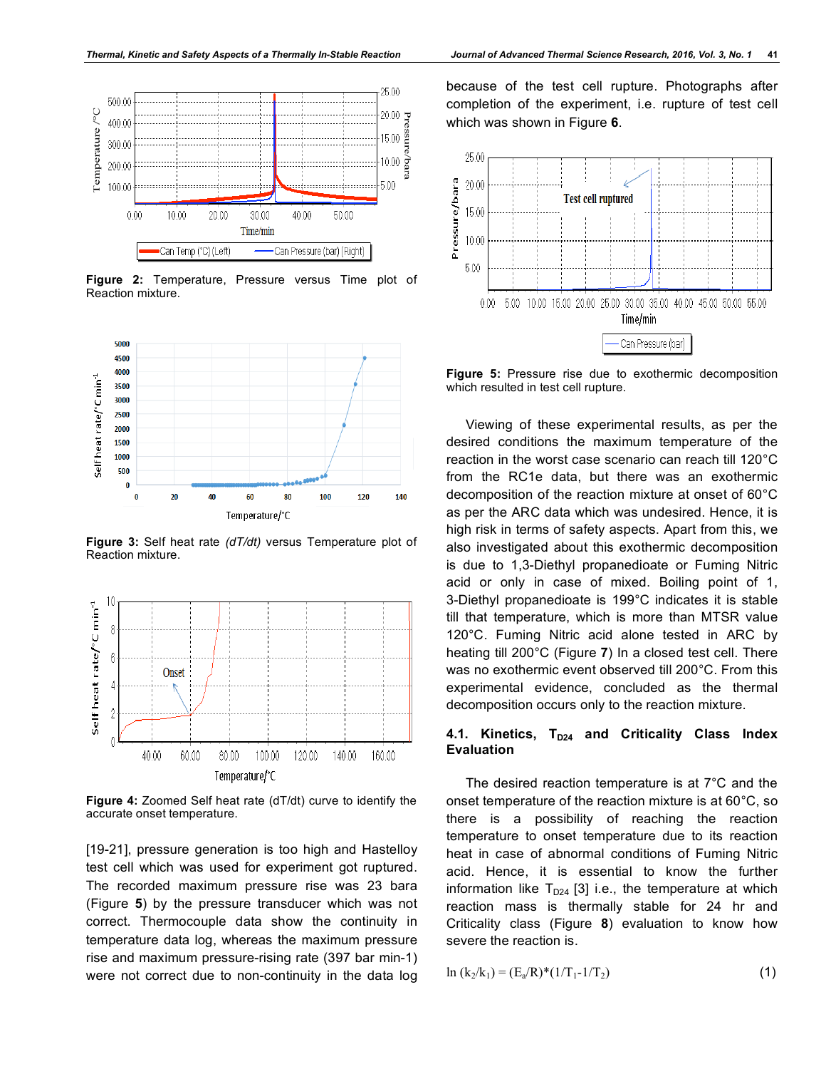**Figure 2:** Temperature, Pressure versus Time plot of Reaction mixture.

**Figure 3:** Self heat rate *(dT/dt)* versus Temperature plot of Reaction mixture.

**Figure 4:** Zoomed Self heat rate (dT/dt) curve to identify the accurate onset temperature.

[19-21], pressure generation is too high and Hastelloy test cell which was used for experiment got ruptured. The recorded maximum pressure rise was 23 bara (Figure **5**) by the pressure transducer which was not correct. Thermocouple data show the continuity in temperature data log, whereas the maximum pressure rise and maximum pressure-rising rate (397 bar min-1) were not correct due to non-continuity in the data log because of the test cell rupture. Photographs after completion of the experiment, i.e. rupture of test cell which was shown in Figure **6**.

**Figure 5:** Pressure rise due to exothermic decomposition which resulted in test cell rupture.

Viewing of these experimental results, as per the desired conditions the maximum temperature of the reaction in the worst case scenario can reach till 120°C from the RC1e data, but there was an exothermic decomposition of the reaction mixture at onset of 60°C as per the ARC data which was undesired. Hence, it is high risk in terms of safety aspects. Apart from this, we also investigated about this exothermic decomposition is due to 1,3-Diethyl propanedioate or Fuming Nitric acid or only in case of mixed. Boiling point of 1, 3-Diethyl propanedioate is 199°C indicates it is stable till that temperature, which is more than MTSR value 120°C. Fuming Nitric acid alone tested in ARC by heating till 200°C (Figure **7**) In a closed test cell. There was no exothermic event observed till 200°C. From this experimental evidence, concluded as the thermal decomposition occurs only to the reaction mixture.

### 4.1. Kinetics, $T_{D24}$ and Criticality Class Index Evaluation

The desired reaction temperature is at 7°C and the onset temperature of the reaction mixture is at 60°C, so there is a possibility of reaching the reaction temperature to onset temperature due to its reaction heat in case of abnormal conditions of Fuming Nitric acid. Hence, it is essential to know the further information like $T_{D24}$ [3] i.e., the temperature at which reaction mass is thermally stable for 24 hr and Criticality class (Figure **8**) evaluation to know how severe the reaction is.

$$\ln (k_2/k_1) = (E_a/R)*(1/T_1-1/T_2) \tag{1}$$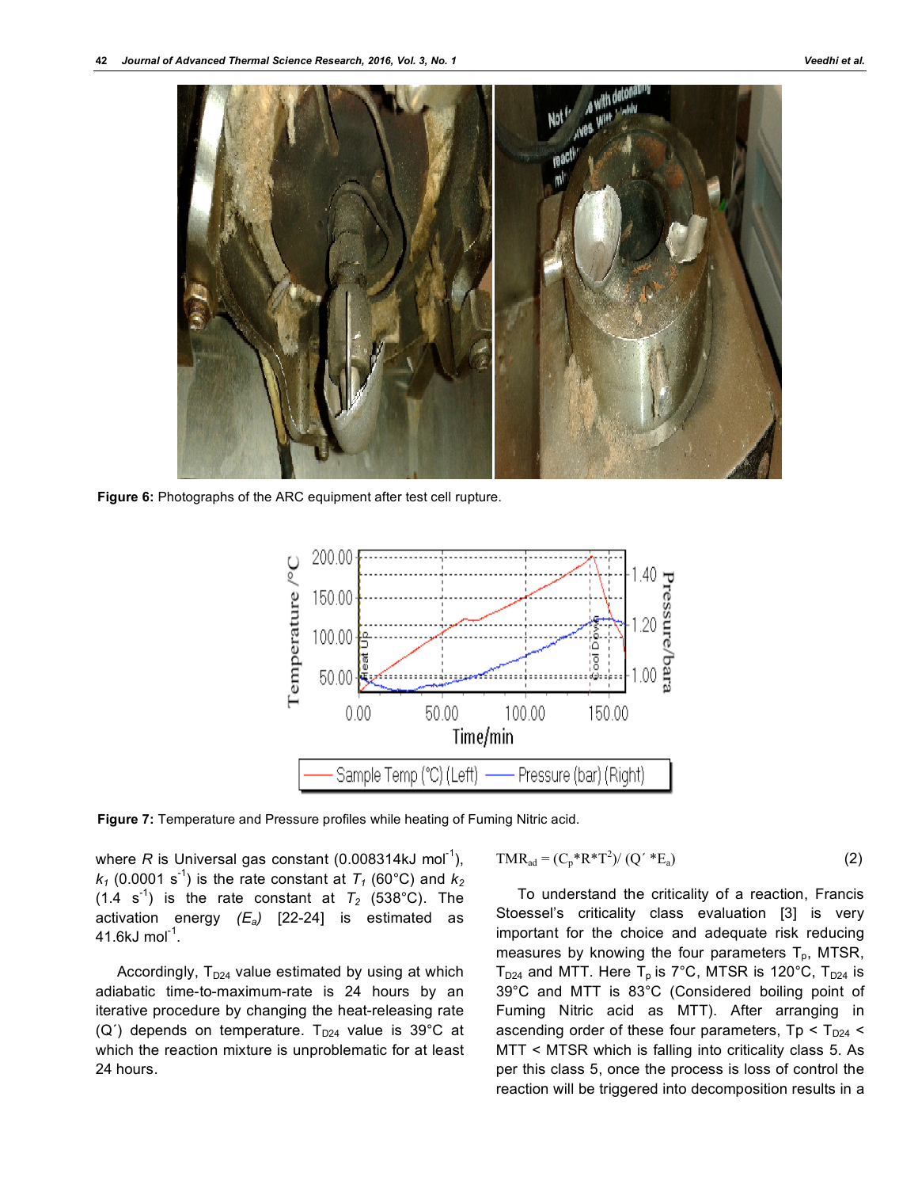**Figure 6:** Photographs of the ARC equipment after test cell rupture.

**Figure 7:** Temperature and Pressure profiles while heating of Fuming Nitric acid.

where $R$ is Universal gas constant (0.008314kJ mol$^{-1}$), $k_1$ (0.0001 s$^{-1}$) is the rate constant at $T_1$ (60°C) and $k_2$ (1.4 s$^{-1}$) is the rate constant at $T_2$ (538°C). The activation energy $(E_a)$ [22-24] is estimated as 41.6kJ mol$^{-1}$.

Accordingly, $T_{D24}$ value estimated by using at which adiabatic time-to-maximum-rate is 24 hours by an iterative procedure by changing the heat-releasing rate (Q´) depends on temperature. $T_{D24}$ value is 39°C at which the reaction mixture is unproblematic for at least 24 hours.

$$TMR_{ad} = (C_p * R * T^2) / (Q' * E_a) \tag{2}$$

To understand the criticality of a reaction, Francis Stoessel's criticality class evaluation [3] is very important for the choice and adequate risk reducing measures by knowing the four parameters $T_p$, MTSR, $T_{D24}$ and MTT. Here $T_p$ is 7°C, MTSR is 120°C, $T_{D24}$ is 39°C and MTT is 83°C (Considered boiling point of Fuming Nitric acid as MTT). After arranging in ascending order of these four parameters, $T_p < T_{D24} <$ MTT < MTSR which is falling into criticality class 5. As per this class 5, once the process is loss of control the reaction will be triggered into decomposition results in a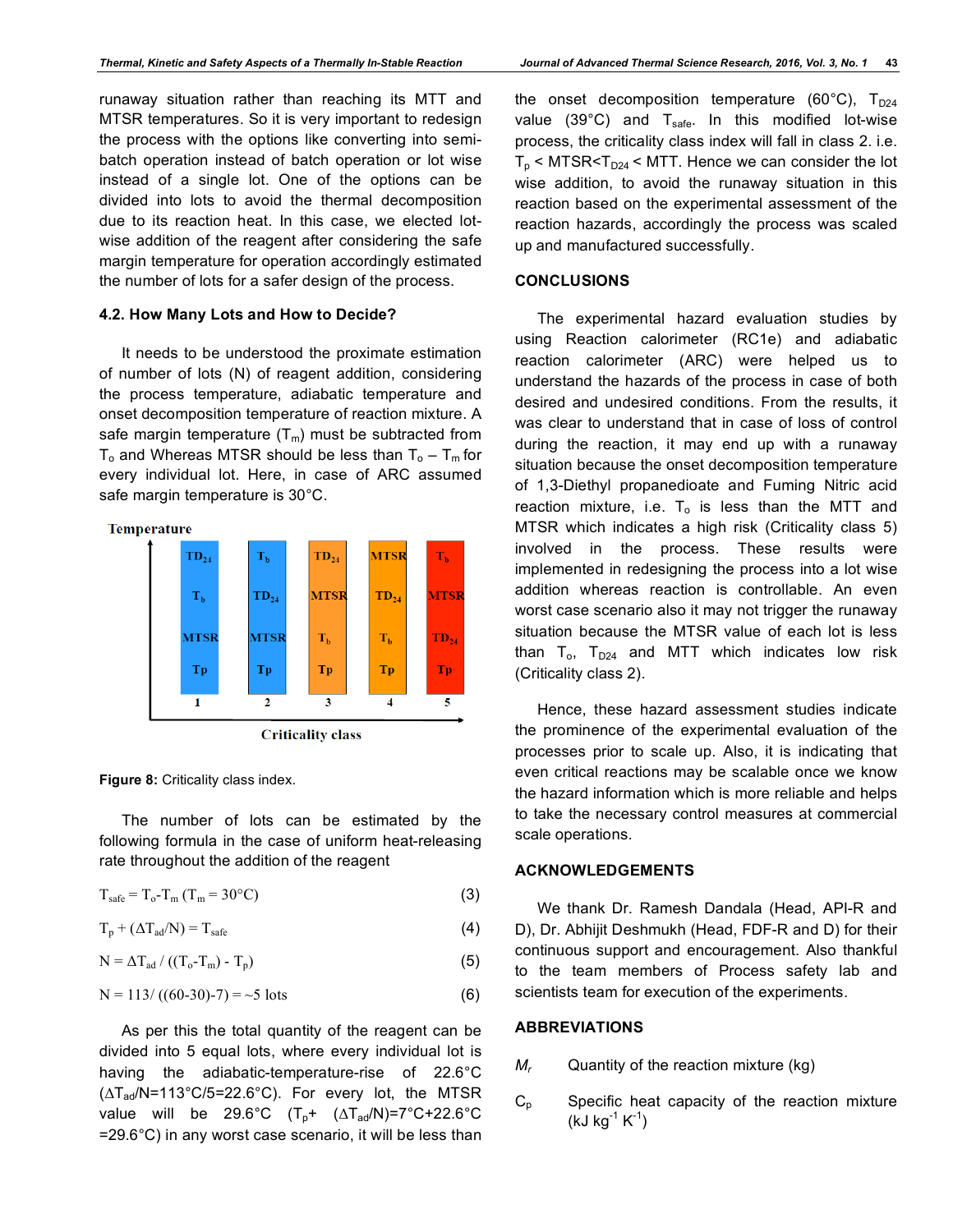runaway situation rather than reaching its MTT and MTSR temperatures. So it is very important to redesign the process with the options like converting into semi-batch operation instead of batch operation or lot wise instead of a single lot. One of the options can be divided into lots to avoid the thermal decomposition due to its reaction heat. In this case, we elected lot-wise addition of the reagent after considering the safe margin temperature for operation accordingly estimated the number of lots for a safer design of the process.

### 4.2. How Many Lots and How to Decide?

It needs to be understood the proximate estimation of number of lots (N) of reagent addition, considering the process temperature, adiabatic temperature and onset decomposition temperature of reaction mixture. A safe margin temperature ($T_m$) must be subtracted from $T_o$ and Whereas MTSR should be less than $T_o - T_m$ for every individual lot. Here, in case of ARC assumed safe margin temperature is 30°C.

| Criticality class | 1 | 2 | 3 | 4 | 5 |
|---|---|---|---|---|---|
| (highest) | $TD_{24}$ | $T_b$ | $TD_{24}$ | MTSR | $T_b$ |
| | $T_b$ | $TD_{24}$ | MTSR | $TD_{24}$ | MTSR |
| | MTSR | MTSR | $T_b$ | $T_b$ | $TD_{24}$ |
| (lowest) | Tp | Tp | Tp | Tp | Tp |

**Figure 8:** Criticality class index.

The number of lots can be estimated by the following formula in the case of uniform heat-releasing rate throughout the addition of the reagent

$$T_{safe} = T_o - T_m \ (T_m = 30°C) \tag{3}$$

$$T_p + (\Delta T_{ad}/N) = T_{safe} \tag{4}$$

$$N = \Delta T_{ad} / ((T_o - T_m) - T_p) \tag{5}$$

$$N = 113/((60-30)-7) = \sim 5 \text{ lots} \tag{6}$$

As per this the total quantity of the reagent can be divided into 5 equal lots, where every individual lot is having the adiabatic-temperature-rise of 22.6°C ($\Delta T_{ad}/N$=113°C/5=22.6°C). For every lot, the MTSR value will be 29.6°C ($T_p$+ ($\Delta T_{ad}/N$)=7°C+22.6°C =29.6°C) in any worst case scenario, it will be less than the onset decomposition temperature (60°C), $T_{D24}$ value (39°C) and $T_{safe}$. In this modified lot-wise process, the criticality class index will fall in class 2. i.e. $T_p$ < MTSR<$T_{D24}$ < MTT. Hence we can consider the lot wise addition, to avoid the runaway situation in this reaction based on the experimental assessment of the reaction hazards, accordingly the process was scaled up and manufactured successfully.

## CONCLUSIONS

The experimental hazard evaluation studies by using Reaction calorimeter (RC1e) and adiabatic reaction calorimeter (ARC) were helped us to understand the hazards of the process in case of both desired and undesired conditions. From the results, it was clear to understand that in case of loss of control during the reaction, it may end up with a runaway situation because the onset decomposition temperature of 1,3-Diethyl propanedioate and Fuming Nitric acid reaction mixture, i.e. $T_o$ is less than the MTT and MTSR which indicates a high risk (Criticality class 5) involved in the process. These results were implemented in redesigning the process into a lot wise addition whereas reaction is controllable. An even worst case scenario also it may not trigger the runaway situation because the MTSR value of each lot is less than $T_o$, $T_{D24}$ and MTT which indicates low risk (Criticality class 2).

Hence, these hazard assessment studies indicate the prominence of the experimental evaluation of the processes prior to scale up. Also, it is indicating that even critical reactions may be scalable once we know the hazard information which is more reliable and helps to take the necessary control measures at commercial scale operations.

## ACKNOWLEDGEMENTS

We thank Dr. Ramesh Dandala (Head, API-R and D), Dr. Abhijit Deshmukh (Head, FDF-R and D) for their continuous support and encouragement. Also thankful to the team members of Process safety lab and scientists team for execution of the experiments.

## ABBREVIATIONS

$M_r$ Quantity of the reaction mixture (kg)

$C_p$ Specific heat capacity of the reaction mixture (kJ $kg^{-1}$ $K^{-1}$)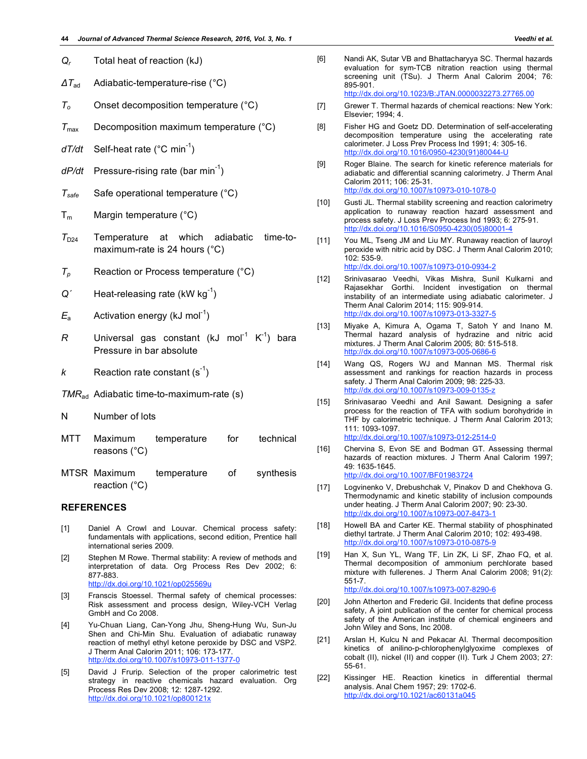$Q_r$ Total heat of reaction (kJ)

$\Delta T_{ad}$ Adiabatic-temperature-rise (°C)

$T_o$ Onset decomposition temperature (°C)

$T_{max}$ Decomposition maximum temperature (°C)

$dT/dt$ Self-heat rate (°C $min^{-1}$)

$dP/dt$ Pressure-rising rate (bar $min^{-1}$)

$T_{safe}$ Safe operational temperature (°C)

$T_m$ Margin temperature (°C)

$T_{D24}$ Temperature at which adiabatic time-to-maximum-rate is 24 hours (°C)

$T_p$ Reaction or Process temperature (°C)

$Q'$ Heat-releasing rate (kW $kg^{-1}$)

$E_a$ Activation energy (kJ $mol^{-1}$)

$R$ Universal gas constant (kJ $mol^{-1}$ $K^{-1}$) bara Pressure in bar absolute

$k$ Reaction rate constant ($s^{-1}$)

$TMR_{ad}$ Adiabatic time-to-maximum-rate (s)

N Number of lots

MTT Maximum temperature for technical reasons (°C)

MTSR Maximum temperature of synthesis reaction (°C)

## REFERENCES

[1] Daniel A Crowl and Louvar. Chemical process safety: fundamentals with applications, second edition, Prentice hall international series 2009.

[2] Stephen M Rowe. Thermal stability: A review of methods and interpretation of data. Org Process Res Dev 2002; 6: 877-883. http://dx.doi.org/10.1021/op025569u

[3] Franscis Stoessel. Thermal safety of chemical processes: Risk assessment and process design, Wiley-VCH Verlag GmbH and Co 2008.

[4] Yu-Chuan Liang, Can-Yong Jhu, Sheng-Hung Wu, Sun-Ju Shen and Chi-Min Shu. Evaluation of adiabatic runaway reaction of methyl ethyl ketone peroxide by DSC and VSP2. J Therm Anal Calorim 2011; 106: 173-177. http://dx.doi.org/10.1007/s10973-011-1377-0

[5] David J Frurip. Selection of the proper calorimetric test strategy in reactive chemicals hazard evaluation. Org Process Res Dev 2008; 12: 1287-1292. http://dx.doi.org/10.1021/op800121x

[6] Nandi AK, Sutar VB and Bhattacharyya SC. Thermal hazards evaluation for sym-TCB nitration reaction using thermal screening unit (TSu). J Therm Anal Calorim 2004; 76: 895-901. http://dx.doi.org/10.1023/B:JTAN.0000032273.27765.00

[7] Grewer T. Thermal hazards of chemical reactions: New York: Elsevier; 1994; 4.

[8] Fisher HG and Goetz DD. Determination of self-accelerating decomposition temperature using the accelerating rate calorimeter. J Loss Prev Process Ind 1991; 4: 305-16. http://dx.doi.org/10.1016/0950-4230(91)80044-U

[9] Roger Blaine. The search for kinetic reference materials for adiabatic and differential scanning calorimetry. J Therm Anal Calorim 2011; 106: 25-31. http://dx.doi.org/10.1007/s10973-010-1078-0

[10] Gusti JL. Thermal stability screening and reaction calorimetry application to runaway reaction hazard assessment and process safety. J Loss Prev Process Ind 1993; 6: 275-91. http://dx.doi.org/10.1016/S0950-4230(05)80001-4

[11] You ML, Tseng JM and Liu MY. Runaway reaction of lauroyl peroxide with nitric acid by DSC. J Therm Anal Calorim 2010; 102: 535-9. http://dx.doi.org/10.1007/s10973-010-0934-2

[12] Srinivasarao Veedhi, Vikas Mishra, Sunil Kulkarni and Rajasekhar Gorthi. Incident investigation on thermal instability of an intermediate using adiabatic calorimeter. J Therm Anal Calorim 2014; 115: 909-914. http://dx.doi.org/10.1007/s10973-013-3327-5

[13] Miyake A, Kimura A, Ogama T, Satoh Y and Inano M. Thermal hazard analysis of hydrazine and nitric acid mixtures. J Therm Anal Calorim 2005; 80: 515-518. http://dx.doi.org/10.1007/s10973-005-0686-6

[14] Wang QS, Rogers WJ and Mannan MS. Thermal risk assessment and rankings for reaction hazards in process safety. J Therm Anal Calorim 2009; 98: 225-33. http://dx.doi.org/10.1007/s10973-009-0135-z

[15] Srinivasarao Veedhi and Anil Sawant. Designing a safer process for the reaction of TFA with sodium borohydride in THF by calorimetric technique. J Therm Anal Calorim 2013; 111: 1093-1097. http://dx.doi.org/10.1007/s10973-012-2514-0

[16] Chervina S, Evon SE and Bodman GT. Assessing thermal hazards of reaction mixtures. J Therm Anal Calorim 1997; 49: 1635-1645. http://dx.doi.org/10.1007/BF01983724

[17] Logvinenko V, Drebushchak V, Pinakov D and Chekhova G. Thermodynamic and kinetic stability of inclusion compounds under heating. J Therm Anal Calorim 2007; 90: 23-30. http://dx.doi.org/10.1007/s10973-007-8473-1

[18] Howell BA and Carter KE. Thermal stability of phosphinated diethyl tartrate. J Therm Anal Calorim 2010; 102: 493-498. http://dx.doi.org/10.1007/s10973-010-0875-9

[19] Han X, Sun YL, Wang TF, Lin ZK, Li SF, Zhao FQ, et al. Thermal decomposition of ammonium perchlorate based mixture with fullerenes. J Therm Anal Calorim 2008; 91(2): 551-7. http://dx.doi.org/10.1007/s10973-007-8290-6

[20] John Atherton and Frederic Gil. Incidents that define process safety, A joint publication of the center for chemical process safety of the American institute of chemical engineers and John Wiley and Sons, Inc 2008.

[21] Arslan H, Kulcu N and Pekacar AI. Thermal decomposition kinetics of anilino-p-chlorophenylglyoxime complexes of cobalt (II), nickel (II) and copper (II). Turk J Chem 2003; 27: 55-61.

[22] Kissinger HE. Reaction kinetics in differential thermal analysis. Anal Chem 1957; 29: 1702-6. http://dx.doi.org/10.1021/ac60131a045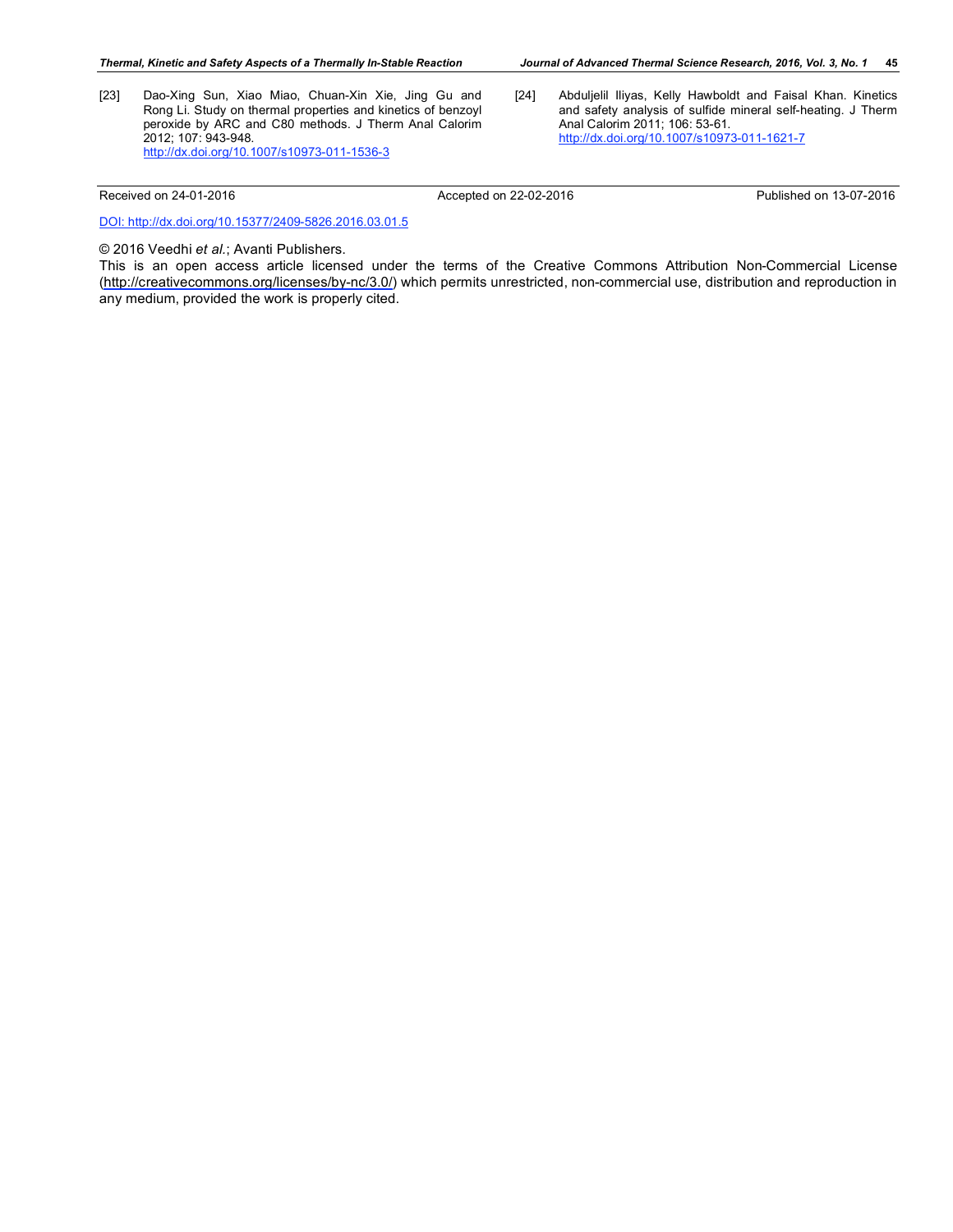[23] Dao-Xing Sun, Xiao Miao, Chuan-Xin Xie, Jing Gu and Rong Li. Study on thermal properties and kinetics of benzoyl peroxide by ARC and C80 methods. J Therm Anal Calorim 2012; 107: 943-948. http://dx.doi.org/10.1007/s10973-011-1536-3

[24] Abduljelil Iliyas, Kelly Hawboldt and Faisal Khan. Kinetics and safety analysis of sulfide mineral self-heating. J Therm Anal Calorim 2011; 106: 53-61. http://dx.doi.org/10.1007/s10973-011-1621-7

---

Received on 24-01-2016 Accepted on 22-02-2016 Published on 13-07-2016

DOI: http://dx.doi.org/10.15377/2409-5826.2016.03.01.5

© 2016 Veedhi *et al.*; Avanti Publishers.

This is an open access article licensed under the terms of the Creative Commons Attribution Non-Commercial License (http://creativecommons.org/licenses/by-nc/3.0/) which permits unrestricted, non-commercial use, distribution and reproduction in any medium, provided the work is properly cited.